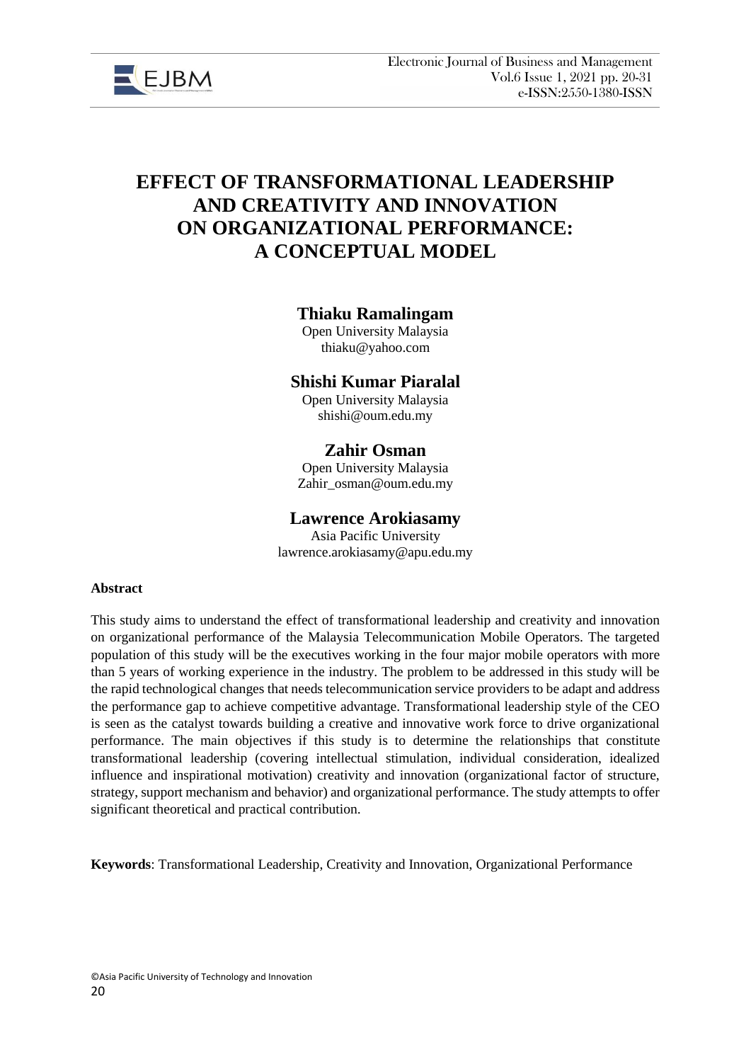# EFFECT OF TRANSFORMATIONAL LEADERSHIP AND CREATIVITY AND INNOVATION ON ORGANIZATIONAL PERFORMANCE: A CONCEPTUAL MODEL

**Thiaku Ramalingam**
Open University Malaysia
thiaku@yahoo.com

**Shishi Kumar Piaralal**
Open University Malaysia
shishi@oum.edu.my

**Zahir Osman**
Open University Malaysia
Zahir_osman@oum.edu.my

**Lawrence Arokiasamy**
Asia Pacific University
lawrence.arokiasamy@apu.edu.my

**Abstract**

This study aims to understand the effect of transformational leadership and creativity and innovation on organizational performance of the Malaysia Telecommunication Mobile Operators. The targeted population of this study will be the executives working in the four major mobile operators with more than 5 years of working experience in the industry. The problem to be addressed in this study will be the rapid technological changes that needs telecommunication service providers to be adapt and address the performance gap to achieve competitive advantage. Transformational leadership style of the CEO is seen as the catalyst towards building a creative and innovative work force to drive organizational performance. The main objectives if this study is to determine the relationships that constitute transformational leadership (covering intellectual stimulation, individual consideration, idealized influence and inspirational motivation) creativity and innovation (organizational factor of structure, strategy, support mechanism and behavior) and organizational performance. The study attempts to offer significant theoretical and practical contribution.

**Keywords**: Transformational Leadership, Creativity and Innovation, Organizational Performance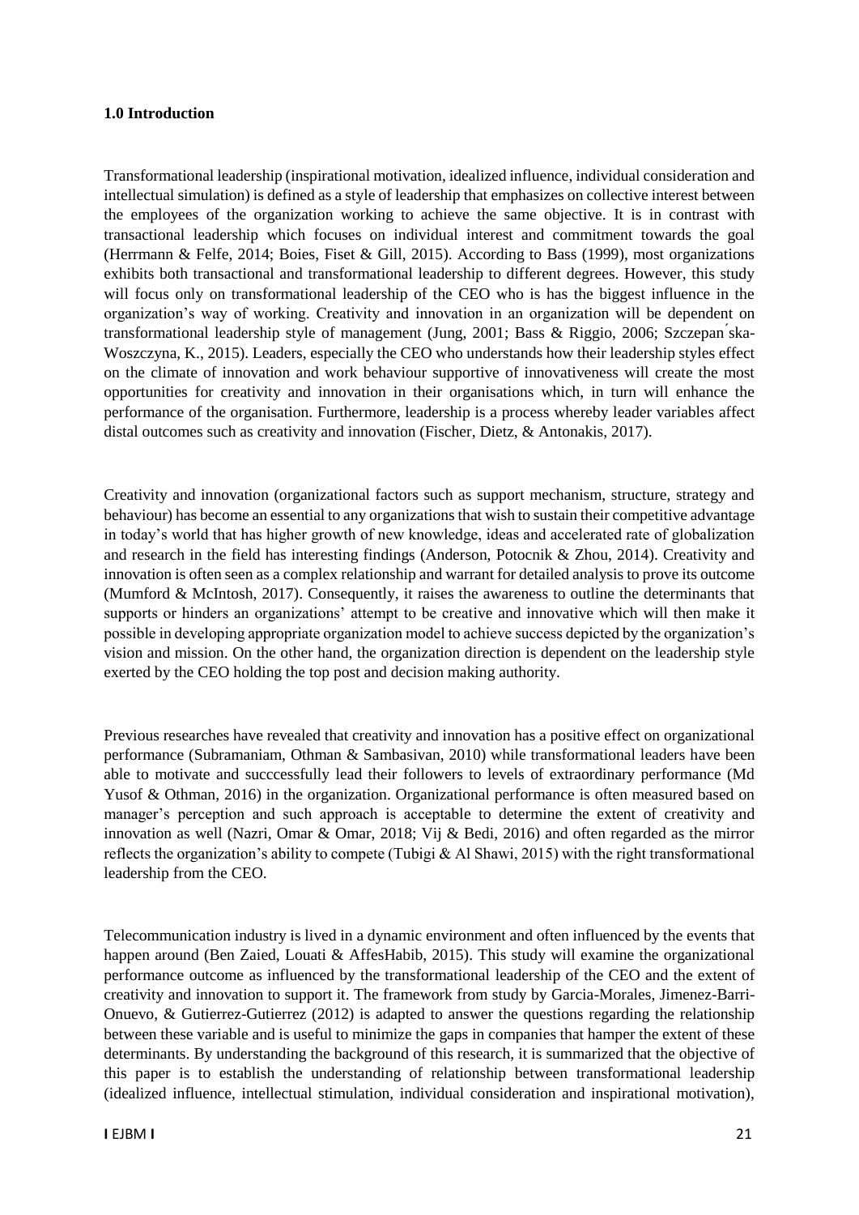**1.0 Introduction**

Transformational leadership (inspirational motivation, idealized influence, individual consideration and intellectual simulation) is defined as a style of leadership that emphasizes on collective interest between the employees of the organization working to achieve the same objective. It is in contrast with transactional leadership which focuses on individual interest and commitment towards the goal (Herrmann & Felfe, 2014; Boies, Fiset & Gill, 2015). According to Bass (1999), most organizations exhibits both transactional and transformational leadership to different degrees. However, this study will focus only on transformational leadership of the CEO who is has the biggest influence in the organization's way of working. Creativity and innovation in an organization will be dependent on transformational leadership style of management (Jung, 2001; Bass & Riggio, 2006; Szczepan ́ska-Woszczyna, K., 2015). Leaders, especially the CEO who understands how their leadership styles effect on the climate of innovation and work behaviour supportive of innovativeness will create the most opportunities for creativity and innovation in their organisations which, in turn will enhance the performance of the organisation. Furthermore, leadership is a process whereby leader variables affect distal outcomes such as creativity and innovation (Fischer, Dietz, & Antonakis, 2017).

Creativity and innovation (organizational factors such as support mechanism, structure, strategy and behaviour) has become an essential to any organizations that wish to sustain their competitive advantage in today's world that has higher growth of new knowledge, ideas and accelerated rate of globalization and research in the field has interesting findings (Anderson, Potocnik & Zhou, 2014). Creativity and innovation is often seen as a complex relationship and warrant for detailed analysis to prove its outcome (Mumford & McIntosh, 2017). Consequently, it raises the awareness to outline the determinants that supports or hinders an organizations' attempt to be creative and innovative which will then make it possible in developing appropriate organization model to achieve success depicted by the organization's vision and mission. On the other hand, the organization direction is dependent on the leadership style exerted by the CEO holding the top post and decision making authority.

Previous researches have revealed that creativity and innovation has a positive effect on organizational performance (Subramaniam, Othman & Sambasivan, 2010) while transformational leaders have been able to motivate and succcessfully lead their followers to levels of extraordinary performance (Md Yusof & Othman, 2016) in the organization. Organizational performance is often measured based on manager's perception and such approach is acceptable to determine the extent of creativity and innovation as well (Nazri, Omar & Omar, 2018; Vij & Bedi, 2016) and often regarded as the mirror reflects the organization's ability to compete (Tubigi & Al Shawi, 2015) with the right transformational leadership from the CEO.

Telecommunication industry is lived in a dynamic environment and often influenced by the events that happen around (Ben Zaied, Louati & AffesHabib, 2015). This study will examine the organizational performance outcome as influenced by the transformational leadership of the CEO and the extent of creativity and innovation to support it. The framework from study by Garcia-Morales, Jimenez-Barri-Onuevo, & Gutierrez-Gutierrez (2012) is adapted to answer the questions regarding the relationship between these variable and is useful to minimize the gaps in companies that hamper the extent of these determinants. By understanding the background of this research, it is summarized that the objective of this paper is to establish the understanding of relationship between transformational leadership (idealized influence, intellectual stimulation, individual consideration and inspirational motivation),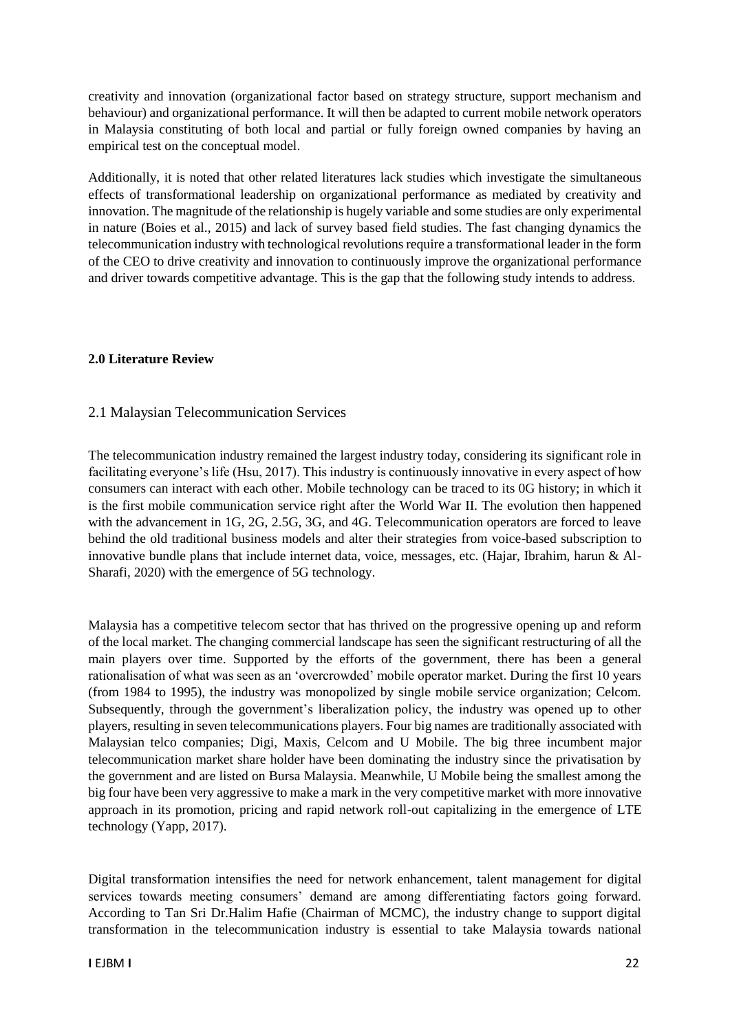creativity and innovation (organizational factor based on strategy structure, support mechanism and behaviour) and organizational performance. It will then be adapted to current mobile network operators in Malaysia constituting of both local and partial or fully foreign owned companies by having an empirical test on the conceptual model.

Additionally, it is noted that other related literatures lack studies which investigate the simultaneous effects of transformational leadership on organizational performance as mediated by creativity and innovation. The magnitude of the relationship is hugely variable and some studies are only experimental in nature (Boies et al., 2015) and lack of survey based field studies. The fast changing dynamics the telecommunication industry with technological revolutions require a transformational leader in the form of the CEO to drive creativity and innovation to continuously improve the organizational performance and driver towards competitive advantage. This is the gap that the following study intends to address.

## 2.0 Literature Review

### 2.1 Malaysian Telecommunication Services

The telecommunication industry remained the largest industry today, considering its significant role in facilitating everyone's life (Hsu, 2017). This industry is continuously innovative in every aspect of how consumers can interact with each other. Mobile technology can be traced to its 0G history; in which it is the first mobile communication service right after the World War II. The evolution then happened with the advancement in 1G, 2G, 2.5G, 3G, and 4G. Telecommunication operators are forced to leave behind the old traditional business models and alter their strategies from voice-based subscription to innovative bundle plans that include internet data, voice, messages, etc. (Hajar, Ibrahim, harun & Al-Sharafi, 2020) with the emergence of 5G technology.

Malaysia has a competitive telecom sector that has thrived on the progressive opening up and reform of the local market. The changing commercial landscape has seen the significant restructuring of all the main players over time. Supported by the efforts of the government, there has been a general rationalisation of what was seen as an 'overcrowded' mobile operator market. During the first 10 years (from 1984 to 1995), the industry was monopolized by single mobile service organization; Celcom. Subsequently, through the government's liberalization policy, the industry was opened up to other players, resulting in seven telecommunications players. Four big names are traditionally associated with Malaysian telco companies; Digi, Maxis, Celcom and U Mobile. The big three incumbent major telecommunication market share holder have been dominating the industry since the privatisation by the government and are listed on Bursa Malaysia. Meanwhile, U Mobile being the smallest among the big four have been very aggressive to make a mark in the very competitive market with more innovative approach in its promotion, pricing and rapid network roll-out capitalizing in the emergence of LTE technology (Yapp, 2017).

Digital transformation intensifies the need for network enhancement, talent management for digital services towards meeting consumers' demand are among differentiating factors going forward. According to Tan Sri Dr.Halim Hafie (Chairman of MCMC), the industry change to support digital transformation in the telecommunication industry is essential to take Malaysia towards national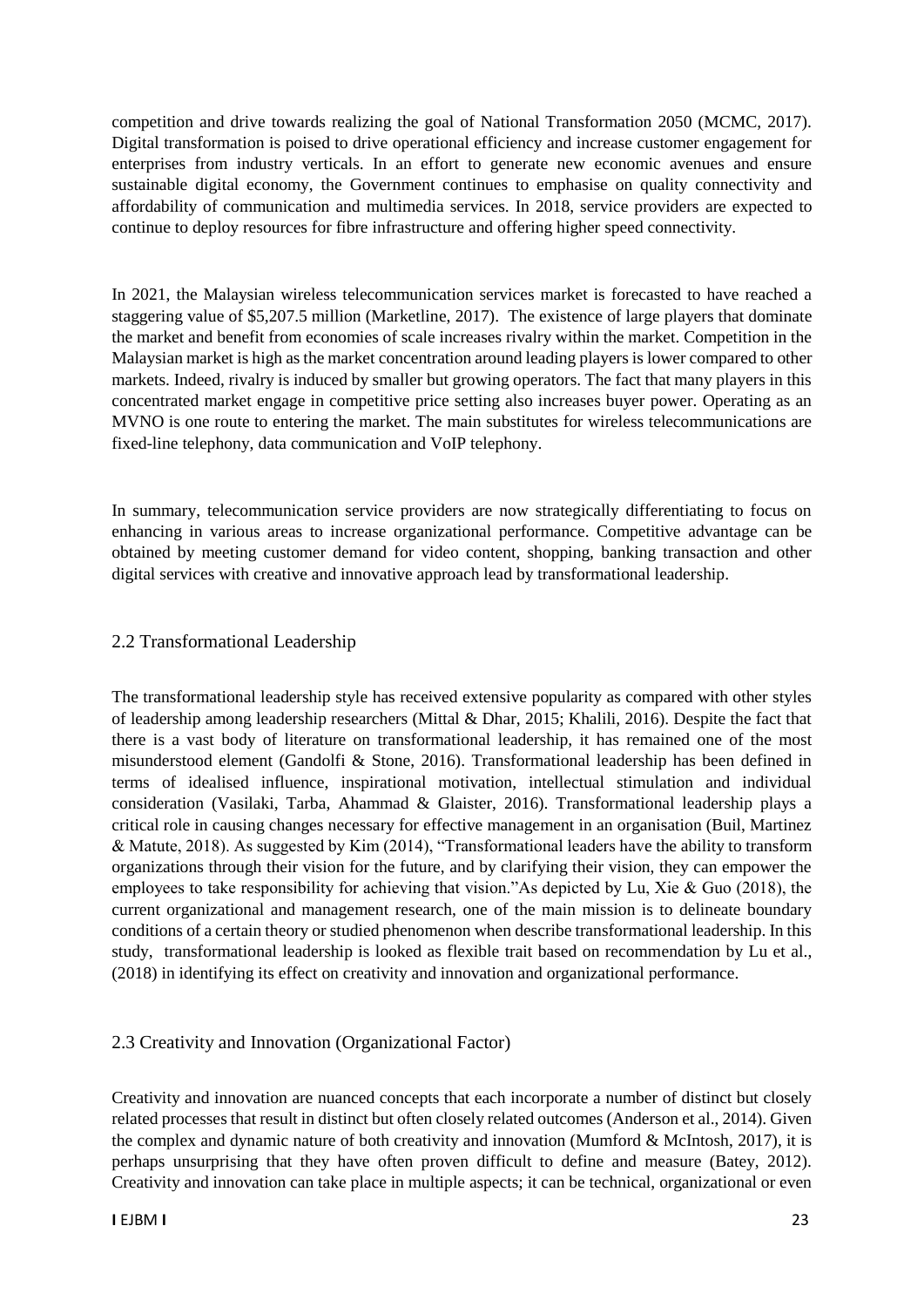competition and drive towards realizing the goal of National Transformation 2050 (MCMC, 2017). Digital transformation is poised to drive operational efficiency and increase customer engagement for enterprises from industry verticals. In an effort to generate new economic avenues and ensure sustainable digital economy, the Government continues to emphasise on quality connectivity and affordability of communication and multimedia services. In 2018, service providers are expected to continue to deploy resources for fibre infrastructure and offering higher speed connectivity.

In 2021, the Malaysian wireless telecommunication services market is forecasted to have reached a staggering value of $5,207.5 million (Marketline, 2017). The existence of large players that dominate the market and benefit from economies of scale increases rivalry within the market. Competition in the Malaysian market is high as the market concentration around leading players is lower compared to other markets. Indeed, rivalry is induced by smaller but growing operators. The fact that many players in this concentrated market engage in competitive price setting also increases buyer power. Operating as an MVNO is one route to entering the market. The main substitutes for wireless telecommunications are fixed-line telephony, data communication and VoIP telephony.

In summary, telecommunication service providers are now strategically differentiating to focus on enhancing in various areas to increase organizational performance. Competitive advantage can be obtained by meeting customer demand for video content, shopping, banking transaction and other digital services with creative and innovative approach lead by transformational leadership.

## 2.2 Transformational Leadership

The transformational leadership style has received extensive popularity as compared with other styles of leadership among leadership researchers (Mittal & Dhar, 2015; Khalili, 2016). Despite the fact that there is a vast body of literature on transformational leadership, it has remained one of the most misunderstood element (Gandolfi & Stone, 2016). Transformational leadership has been defined in terms of idealised influence, inspirational motivation, intellectual stimulation and individual consideration (Vasilaki, Tarba, Ahammad & Glaister, 2016). Transformational leadership plays a critical role in causing changes necessary for effective management in an organisation (Buil, Martinez & Matute, 2018). As suggested by Kim (2014), "Transformational leaders have the ability to transform organizations through their vision for the future, and by clarifying their vision, they can empower the employees to take responsibility for achieving that vision."As depicted by Lu, Xie & Guo (2018), the current organizational and management research, one of the main mission is to delineate boundary conditions of a certain theory or studied phenomenon when describe transformational leadership. In this study, transformational leadership is looked as flexible trait based on recommendation by Lu et al., (2018) in identifying its effect on creativity and innovation and organizational performance.

## 2.3 Creativity and Innovation (Organizational Factor)

Creativity and innovation are nuanced concepts that each incorporate a number of distinct but closely related processes that result in distinct but often closely related outcomes (Anderson et al., 2014). Given the complex and dynamic nature of both creativity and innovation (Mumford & McIntosh, 2017), it is perhaps unsurprising that they have often proven difficult to define and measure (Batey, 2012). Creativity and innovation can take place in multiple aspects; it can be technical, organizational or even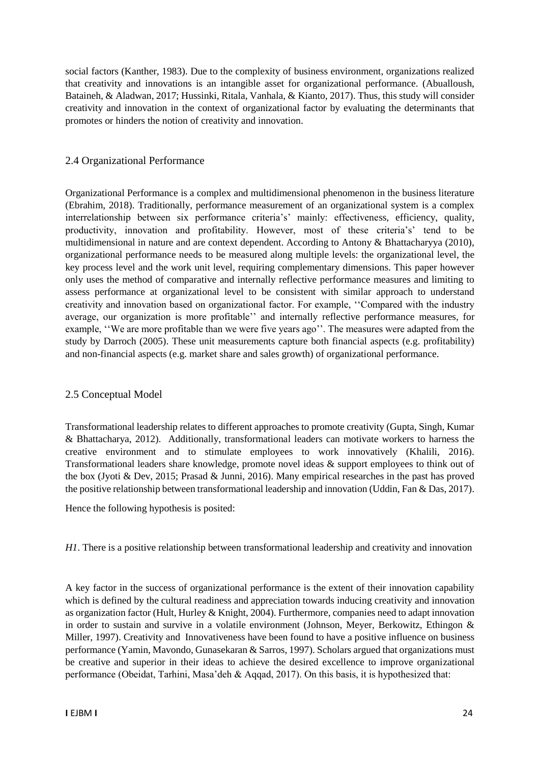social factors (Kanther, 1983). Due to the complexity of business environment, organizations realized that creativity and innovations is an intangible asset for organizational performance. (Abualloush, Bataineh, & Aladwan, 2017; Hussinki, Ritala, Vanhala, & Kianto, 2017). Thus, this study will consider creativity and innovation in the context of organizational factor by evaluating the determinants that promotes or hinders the notion of creativity and innovation.

## 2.4 Organizational Performance

Organizational Performance is a complex and multidimensional phenomenon in the business literature (Ebrahim, 2018). Traditionally, performance measurement of an organizational system is a complex interrelationship between six performance criteria's' mainly: effectiveness, efficiency, quality, productivity, innovation and profitability. However, most of these criteria's' tend to be multidimensional in nature and are context dependent. According to Antony & Bhattacharyya (2010), organizational performance needs to be measured along multiple levels: the organizational level, the key process level and the work unit level, requiring complementary dimensions. This paper however only uses the method of comparative and internally reflective performance measures and limiting to assess performance at organizational level to be consistent with similar approach to understand creativity and innovation based on organizational factor. For example, ''Compared with the industry average, our organization is more profitable'' and internally reflective performance measures, for example, ''We are more profitable than we were five years ago''. The measures were adapted from the study by Darroch (2005). These unit measurements capture both financial aspects (e.g. profitability) and non-financial aspects (e.g. market share and sales growth) of organizational performance.

## 2.5 Conceptual Model

Transformational leadership relates to different approaches to promote creativity (Gupta, Singh, Kumar & Bhattacharya, 2012). Additionally, transformational leaders can motivate workers to harness the creative environment and to stimulate employees to work innovatively (Khalili, 2016). Transformational leaders share knowledge, promote novel ideas & support employees to think out of the box (Jyoti & Dev, 2015; Prasad & Junni, 2016). Many empirical researches in the past has proved the positive relationship between transformational leadership and innovation (Uddin, Fan & Das, 2017).

Hence the following hypothesis is posited:

*H1*. There is a positive relationship between transformational leadership and creativity and innovation

A key factor in the success of organizational performance is the extent of their innovation capability which is defined by the cultural readiness and appreciation towards inducing creativity and innovation as organization factor (Hult, Hurley & Knight, 2004). Furthermore, companies need to adapt innovation in order to sustain and survive in a volatile environment (Johnson, Meyer, Berkowitz, Ethingon & Miller, 1997). Creativity and Innovativeness have been found to have a positive influence on business performance (Yamin, Mavondo, Gunasekaran & Sarros, 1997). Scholars argued that organizations must be creative and superior in their ideas to achieve the desired excellence to improve organizational performance (Obeidat, Tarhini, Masa'deh & Aqqad, 2017). On this basis, it is hypothesized that: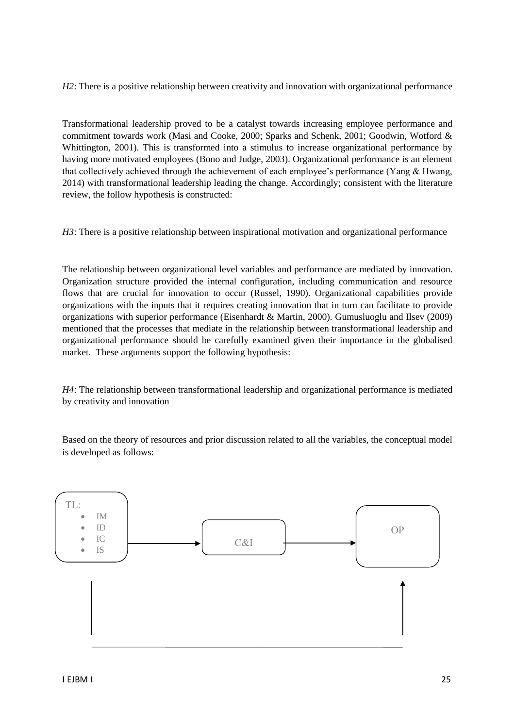*H2*: There is a positive relationship between creativity and innovation with organizational performance

Transformational leadership proved to be a catalyst towards increasing employee performance and commitment towards work (Masi and Cooke, 2000; Sparks and Schenk, 2001; Goodwin, Wotford & Whittington, 2001). This is transformed into a stimulus to increase organizational performance by having more motivated employees (Bono and Judge, 2003). Organizational performance is an element that collectively achieved through the achievement of each employee's performance (Yang & Hwang, 2014) with transformational leadership leading the change. Accordingly; consistent with the literature review, the follow hypothesis is constructed:

*H3*: There is a positive relationship between inspirational motivation and organizational performance

The relationship between organizational level variables and performance are mediated by innovation. Organization structure provided the internal configuration, including communication and resource flows that are crucial for innovation to occur (Russel, 1990). Organizational capabilities provide organizations with the inputs that it requires creating innovation that in turn can facilitate to provide organizations with superior performance (Eisenhardt & Martin, 2000). Gumusluoglu and Ilsev (2009) mentioned that the processes that mediate in the relationship between transformational leadership and organizational performance should be carefully examined given their importance in the globalised market. These arguments support the following hypothesis:

*H4*: The relationship between transformational leadership and organizational performance is mediated by creativity and innovation

Based on the theory of resources and prior discussion related to all the variables, the conceptual model is developed as follows:

TL:
- IM
- ID
- IC
- IS

C&I

OP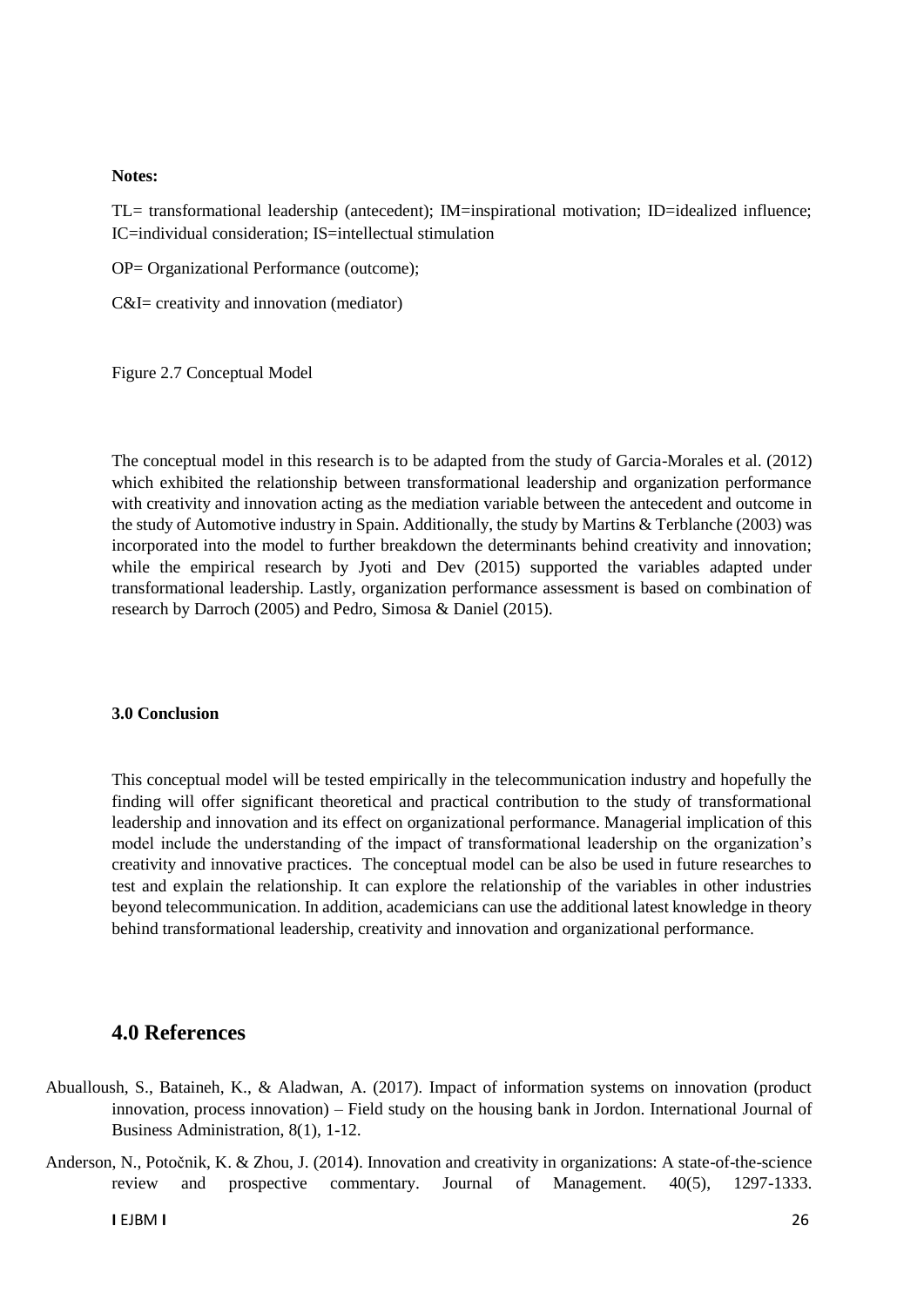**Notes:**

TL= transformational leadership (antecedent); IM=inspirational motivation; ID=idealized influence; IC=individual consideration; IS=intellectual stimulation

OP= Organizational Performance (outcome);

C&I= creativity and innovation (mediator)

Figure 2.7 Conceptual Model

The conceptual model in this research is to be adapted from the study of Garcia-Morales et al. (2012) which exhibited the relationship between transformational leadership and organization performance with creativity and innovation acting as the mediation variable between the antecedent and outcome in the study of Automotive industry in Spain. Additionally, the study by Martins & Terblanche (2003) was incorporated into the model to further breakdown the determinants behind creativity and innovation; while the empirical research by Jyoti and Dev (2015) supported the variables adapted under transformational leadership. Lastly, organization performance assessment is based on combination of research by Darroch (2005) and Pedro, Simosa & Daniel (2015).

**3.0 Conclusion**

This conceptual model will be tested empirically in the telecommunication industry and hopefully the finding will offer significant theoretical and practical contribution to the study of transformational leadership and innovation and its effect on organizational performance. Managerial implication of this model include the understanding of the impact of transformational leadership on the organization's creativity and innovative practices. The conceptual model can be also be used in future researches to test and explain the relationship. It can explore the relationship of the variables in other industries beyond telecommunication. In addition, academicians can use the additional latest knowledge in theory behind transformational leadership, creativity and innovation and organizational performance.

## 4.0 References

Abualloush, S., Bataineh, K., & Aladwan, A. (2017). Impact of information systems on innovation (product innovation, process innovation) – Field study on the housing bank in Jordon. International Journal of Business Administration, 8(1), 1-12.

Anderson, N., Potočnik, K. & Zhou, J. (2014). Innovation and creativity in organizations: A state-of-the-science review and prospective commentary. Journal of Management. 40(5), 1297-1333.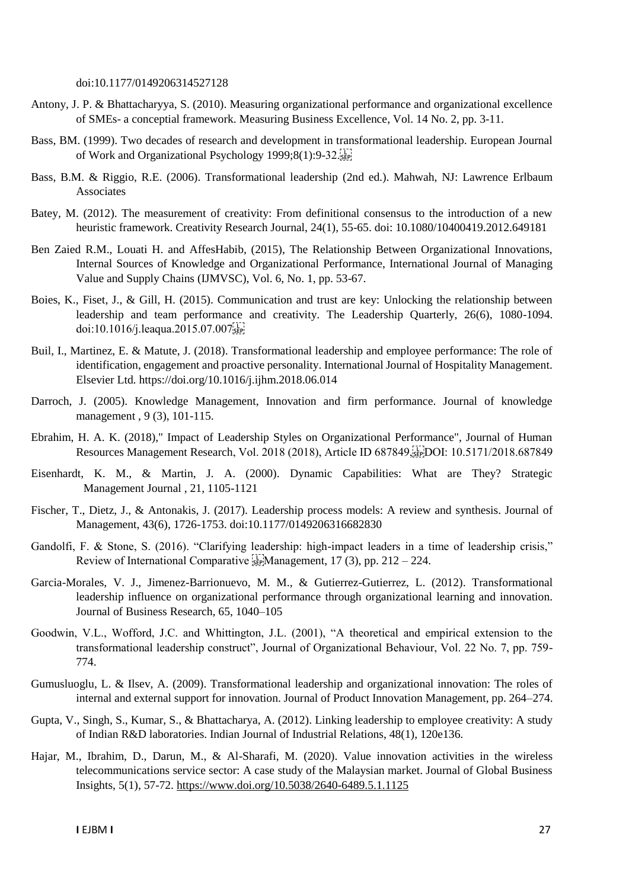doi:10.1177/0149206314527128

Antony, J. P. & Bhattacharyya, S. (2010). Measuring organizational performance and organizational excellence of SMEs- a conceptial framework. Measuring Business Excellence, Vol. 14 No. 2, pp. 3-11.

Bass, BM. (1999). Two decades of research and development in transformational leadership. European Journal of Work and Organizational Psychology 1999;8(1):9-32.

Bass, B.M. & Riggio, R.E. (2006). Transformational leadership (2nd ed.). Mahwah, NJ: Lawrence Erlbaum Associates

Batey, M. (2012). The measurement of creativity: From definitional consensus to the introduction of a new heuristic framework. Creativity Research Journal, 24(1), 55-65. doi: 10.1080/10400419.2012.649181

Ben Zaied R.M., Louati H. and AffesHabib, (2015), The Relationship Between Organizational Innovations, Internal Sources of Knowledge and Organizational Performance, International Journal of Managing Value and Supply Chains (IJMVSC), Vol. 6, No. 1, pp. 53-67.

Boies, K., Fiset, J., & Gill, H. (2015). Communication and trust are key: Unlocking the relationship between leadership and team performance and creativity. The Leadership Quarterly, 26(6), 1080-1094. doi:10.1016/j.leaqua.2015.07.007

Buil, I., Martinez, E. & Matute, J. (2018). Transformational leadership and employee performance: The role of identification, engagement and proactive personality. International Journal of Hospitality Management. Elsevier Ltd. https://doi.org/10.1016/j.ijhm.2018.06.014

Darroch, J. (2005). Knowledge Management, Innovation and firm performance. Journal of knowledge management , 9 (3), 101-115.

Ebrahim, H. A. K. (2018)," Impact of Leadership Styles on Organizational Performance", Journal of Human Resources Management Research, Vol. 2018 (2018), Article ID 687849, DOI: 10.5171/2018.687849

Eisenhardt, K. M., & Martin, J. A. (2000). Dynamic Capabilities: What are They? Strategic Management Journal , 21, 1105-1121

Fischer, T., Dietz, J., & Antonakis, J. (2017). Leadership process models: A review and synthesis. Journal of Management, 43(6), 1726-1753. doi:10.1177/0149206316682830

Gandolfi, F. & Stone, S. (2016). "Clarifying leadership: high-impact leaders in a time of leadership crisis," Review of International Comparative Management, 17 (3), pp. 212 – 224.

Garcia-Morales, V. J., Jimenez-Barrionuevo, M. M., & Gutierrez-Gutierrez, L. (2012). Transformational leadership influence on organizational performance through organizational learning and innovation. Journal of Business Research, 65, 1040–105

Goodwin, V.L., Wofford, J.C. and Whittington, J.L. (2001), "A theoretical and empirical extension to the transformational leadership construct", Journal of Organizational Behaviour, Vol. 22 No. 7, pp. 759-774.

Gumusluoglu, L. & Ilsev, A. (2009). Transformational leadership and organizational innovation: The roles of internal and external support for innovation. Journal of Product Innovation Management, pp. 264–274.

Gupta, V., Singh, S., Kumar, S., & Bhattacharya, A. (2012). Linking leadership to employee creativity: A study of Indian R&D laboratories. Indian Journal of Industrial Relations, 48(1), 120e136.

Hajar, M., Ibrahim, D., Darun, M., & Al-Sharafi, M. (2020). Value innovation activities in the wireless telecommunications service sector: A case study of the Malaysian market. Journal of Global Business Insights, 5(1), 57-72. https://www.doi.org/10.5038/2640-6489.5.1.1125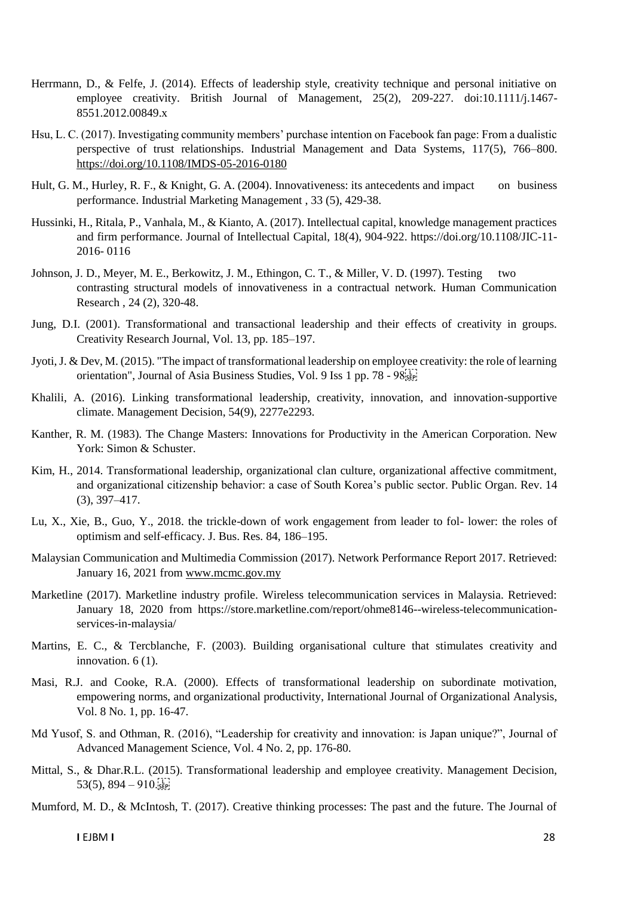Herrmann, D., & Felfe, J. (2014). Effects of leadership style, creativity technique and personal initiative on employee creativity. British Journal of Management, 25(2), 209-227. doi:10.1111/j.1467-8551.2012.00849.x

Hsu, L. C. (2017). Investigating community members' purchase intention on Facebook fan page: From a dualistic perspective of trust relationships. Industrial Management and Data Systems, 117(5), 766–800. https://doi.org/10.1108/IMDS-05-2016-0180

Hult, G. M., Hurley, R. F., & Knight, G. A. (2004). Innovativeness: its antecedents and impact on business performance. Industrial Marketing Management , 33 (5), 429-38.

Hussinki, H., Ritala, P., Vanhala, M., & Kianto, A. (2017). Intellectual capital, knowledge management practices and firm performance. Journal of Intellectual Capital, 18(4), 904-922. https://doi.org/10.1108/JIC-11-2016- 0116

Johnson, J. D., Meyer, M. E., Berkowitz, J. M., Ethingon, C. T., & Miller, V. D. (1997). Testing two contrasting structural models of innovativeness in a contractual network. Human Communication Research , 24 (2), 320-48.

Jung, D.I. (2001). Transformational and transactional leadership and their effects of creativity in groups. Creativity Research Journal, Vol. 13, pp. 185–197.

Jyoti, J. & Dev, M. (2015). "The impact of transformational leadership on employee creativity: the role of learning orientation", Journal of Asia Business Studies, Vol. 9 Iss 1 pp. 78 - 98

Khalili, A. (2016). Linking transformational leadership, creativity, innovation, and innovation-supportive climate. Management Decision, 54(9), 2277e2293.

Kanther, R. M. (1983). The Change Masters: Innovations for Productivity in the American Corporation. New York: Simon & Schuster.

Kim, H., 2014. Transformational leadership, organizational clan culture, organizational affective commitment, and organizational citizenship behavior: a case of South Korea's public sector. Public Organ. Rev. 14 (3), 397–417.

Lu, X., Xie, B., Guo, Y., 2018. the trickle-down of work engagement from leader to fol- lower: the roles of optimism and self-efficacy. J. Bus. Res. 84, 186–195.

Malaysian Communication and Multimedia Commission (2017). Network Performance Report 2017. Retrieved: January 16, 2021 from www.mcmc.gov.my

Marketline (2017). Marketline industry profile. Wireless telecommunication services in Malaysia. Retrieved: January 18, 2020 from https://store.marketline.com/report/ohme8146--wireless-telecommunication-services-in-malaysia/

Martins, E. C., & Tercblanche, F. (2003). Building organisational culture that stimulates creativity and innovation. 6 (1).

Masi, R.J. and Cooke, R.A. (2000). Effects of transformational leadership on subordinate motivation, empowering norms, and organizational productivity, International Journal of Organizational Analysis, Vol. 8 No. 1, pp. 16-47.

Md Yusof, S. and Othman, R. (2016), "Leadership for creativity and innovation: is Japan unique?", Journal of Advanced Management Science, Vol. 4 No. 2, pp. 176-80.

Mittal, S., & Dhar.R.L. (2015). Transformational leadership and employee creativity. Management Decision, 53(5), 894 – 910.

Mumford, M. D., & McIntosh, T. (2017). Creative thinking processes: The past and the future. The Journal of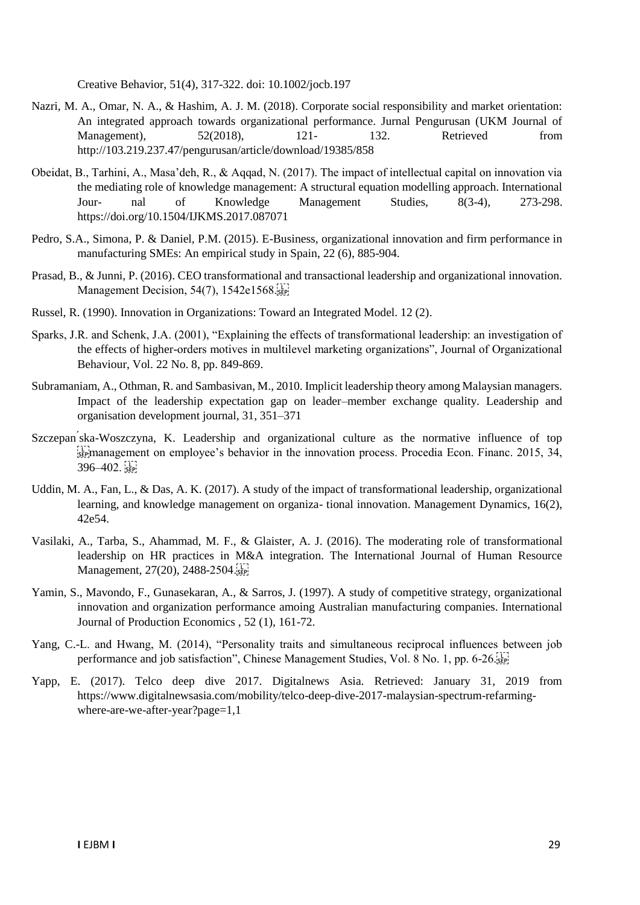Creative Behavior, 51(4), 317-322. doi: 10.1002/jocb.197

Nazri, M. A., Omar, N. A., & Hashim, A. J. M. (2018). Corporate social responsibility and market orientation: An integrated approach towards organizational performance. Jurnal Pengurusan (UKM Journal of Management), 52(2018), 121- 132. Retrieved from http://103.219.237.47/pengurusan/article/download/19385/858

Obeidat, B., Tarhini, A., Masa'deh, R., & Aqqad, N. (2017). The impact of intellectual capital on innovation via the mediating role of knowledge management: A structural equation modelling approach. International Jour- nal of Knowledge Management Studies, 8(3-4), 273-298. https://doi.org/10.1504/IJKMS.2017.087071

Pedro, S.A., Simona, P. & Daniel, P.M. (2015). E-Business, organizational innovation and firm performance in manufacturing SMEs: An empirical study in Spain, 22 (6), 885-904.

Prasad, B., & Junni, P. (2016). CEO transformational and transactional leadership and organizational innovation. Management Decision, 54(7), 1542e1568.

Russel, R. (1990). Innovation in Organizations: Toward an Integrated Model. 12 (2).

Sparks, J.R. and Schenk, J.A. (2001), "Explaining the effects of transformational leadership: an investigation of the effects of higher-orders motives in multilevel marketing organizations", Journal of Organizational Behaviour, Vol. 22 No. 8, pp. 849-869.

Subramaniam, A., Othman, R. and Sambasivan, M., 2010. Implicit leadership theory among Malaysian managers. Impact of the leadership expectation gap on leader–member exchange quality. Leadership and organisation development journal, 31, 351–371

Szczepańska-Woszczyna, K. Leadership and organizational culture as the normative influence of top management on employee's behavior in the innovation process. Procedia Econ. Financ. 2015, 34, 396–402.

Uddin, M. A., Fan, L., & Das, A. K. (2017). A study of the impact of transformational leadership, organizational learning, and knowledge management on organiza- tional innovation. Management Dynamics, 16(2), 42e54.

Vasilaki, A., Tarba, S., Ahammad, M. F., & Glaister, A. J. (2016). The moderating role of transformational leadership on HR practices in M&A integration. The International Journal of Human Resource Management, 27(20), 2488-2504.

Yamin, S., Mavondo, F., Gunasekaran, A., & Sarros, J. (1997). A study of competitive strategy, organizational innovation and organization performance amoing Australian manufacturing companies. International Journal of Production Economics , 52 (1), 161-72.

Yang, C.-L. and Hwang, M. (2014), "Personality traits and simultaneous reciprocal influences between job performance and job satisfaction", Chinese Management Studies, Vol. 8 No. 1, pp. 6-26.

Yapp, E. (2017). Telco deep dive 2017. Digitalnews Asia. Retrieved: January 31, 2019 from https://www.digitalnewsasia.com/mobility/telco-deep-dive-2017-malaysian-spectrum-refarming-where-are-we-after-year?page=1,1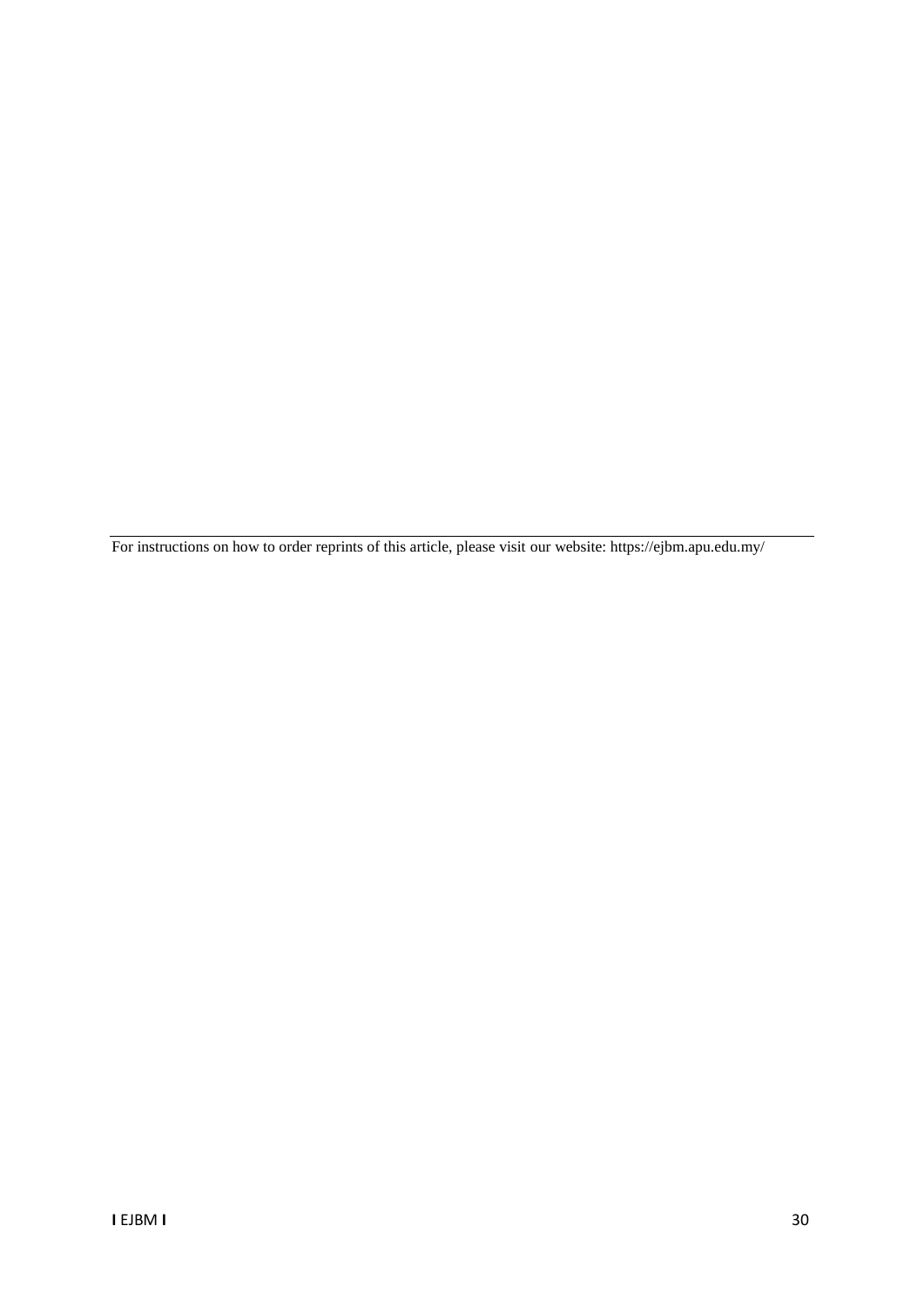For instructions on how to order reprints of this article, please visit our website: https://ejbm.apu.edu.my/